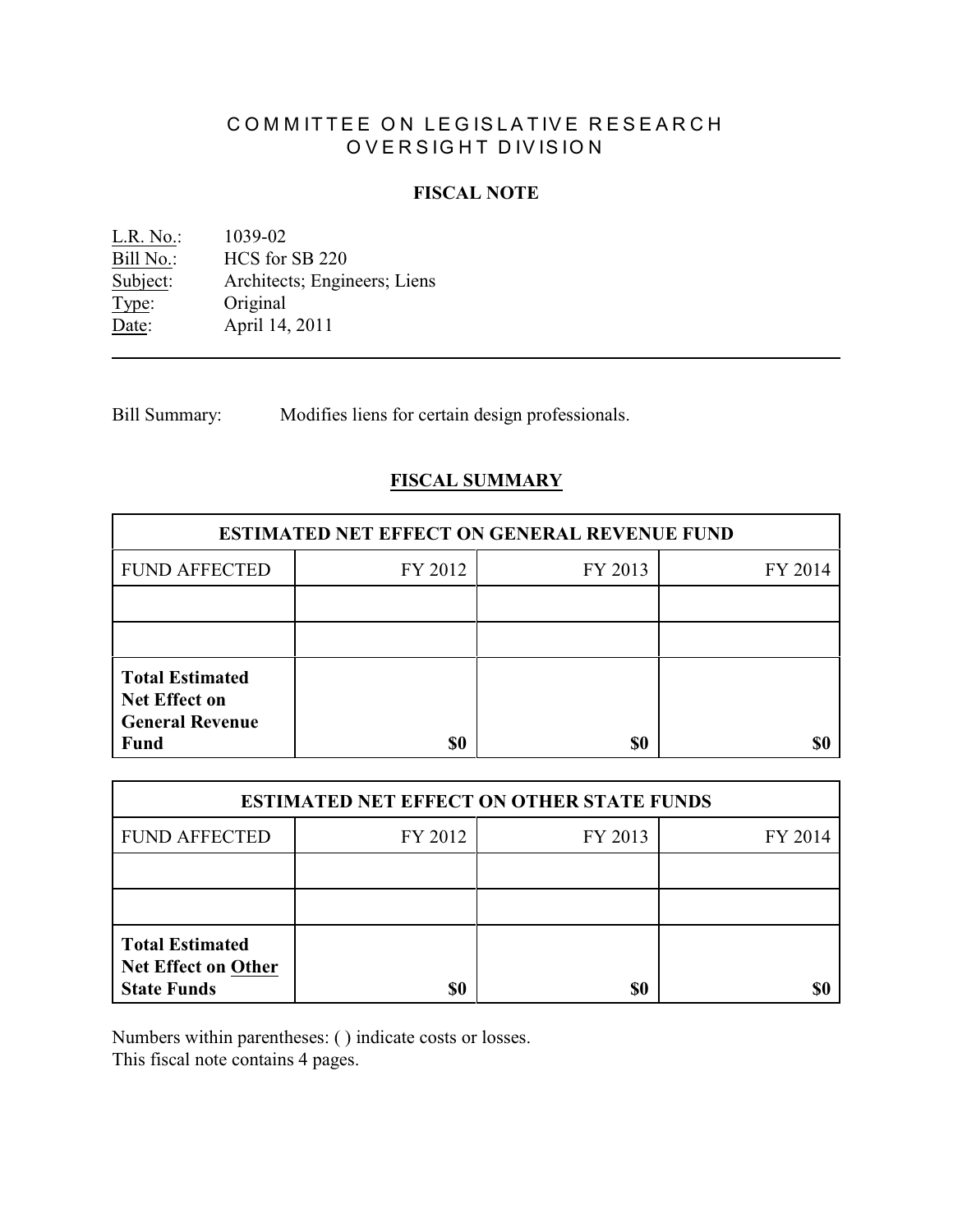# COMMITTEE ON LEGISLATIVE RESEARCH
# OVERSIGHT DIVISION

## FISCAL NOTE

L.R. No.: 1039-02
Bill No.: HCS for SB 220
Subject: Architects; Engineers; Liens
Type: Original
Date: April 14, 2011

---

Bill Summary: Modifies liens for certain design professionals.

## FISCAL SUMMARY

| ESTIMATED NET EFFECT ON GENERAL REVENUE FUND | | | |
|---|---|---|---|
| FUND AFFECTED | FY 2012 | FY 2013 | FY 2014 |
| | | | |
| | | | |
| **Total Estimated Net Effect on General Revenue Fund** | **$0** | **$0** | **$0** |

| ESTIMATED NET EFFECT ON OTHER STATE FUNDS | | | |
|---|---|---|---|
| FUND AFFECTED | FY 2012 | FY 2013 | FY 2014 |
| | | | |
| | | | |
| **Total Estimated Net Effect on Other State Funds** | **$0** | **$0** | **$0** |

Numbers within parentheses: ( ) indicate costs or losses.
This fiscal note contains 4 pages.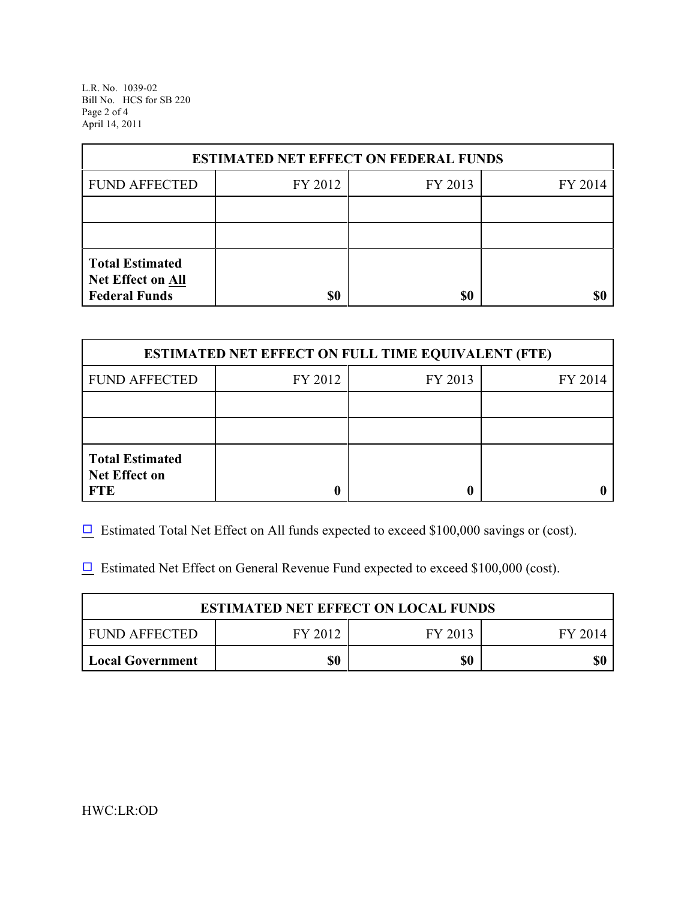| ESTIMATED NET EFFECT ON FEDERAL FUNDS | | | |
|---|---|---|---|
| FUND AFFECTED | FY 2012 | FY 2013 | FY 2014 |
| | | | |
| | | | |
| **Total Estimated Net Effect on All Federal Funds** | **$0** | **$0** | **$0** |

| ESTIMATED NET EFFECT ON FULL TIME EQUIVALENT (FTE) | | | |
|---|---|---|---|
| FUND AFFECTED | FY 2012 | FY 2013 | FY 2014 |
| | | | |
| | | | |
| **Total Estimated Net Effect on FTE** | **0** | **0** | **0** |

☐ Estimated Total Net Effect on All funds expected to exceed $100,000 savings or (cost).

☐ Estimated Net Effect on General Revenue Fund expected to exceed $100,000 (cost).

| ESTIMATED NET EFFECT ON LOCAL FUNDS | | | |
|---|---|---|---|
| FUND AFFECTED | FY 2012 | FY 2013 | FY 2014 |
| **Local Government** | **$0** | **$0** | **$0** |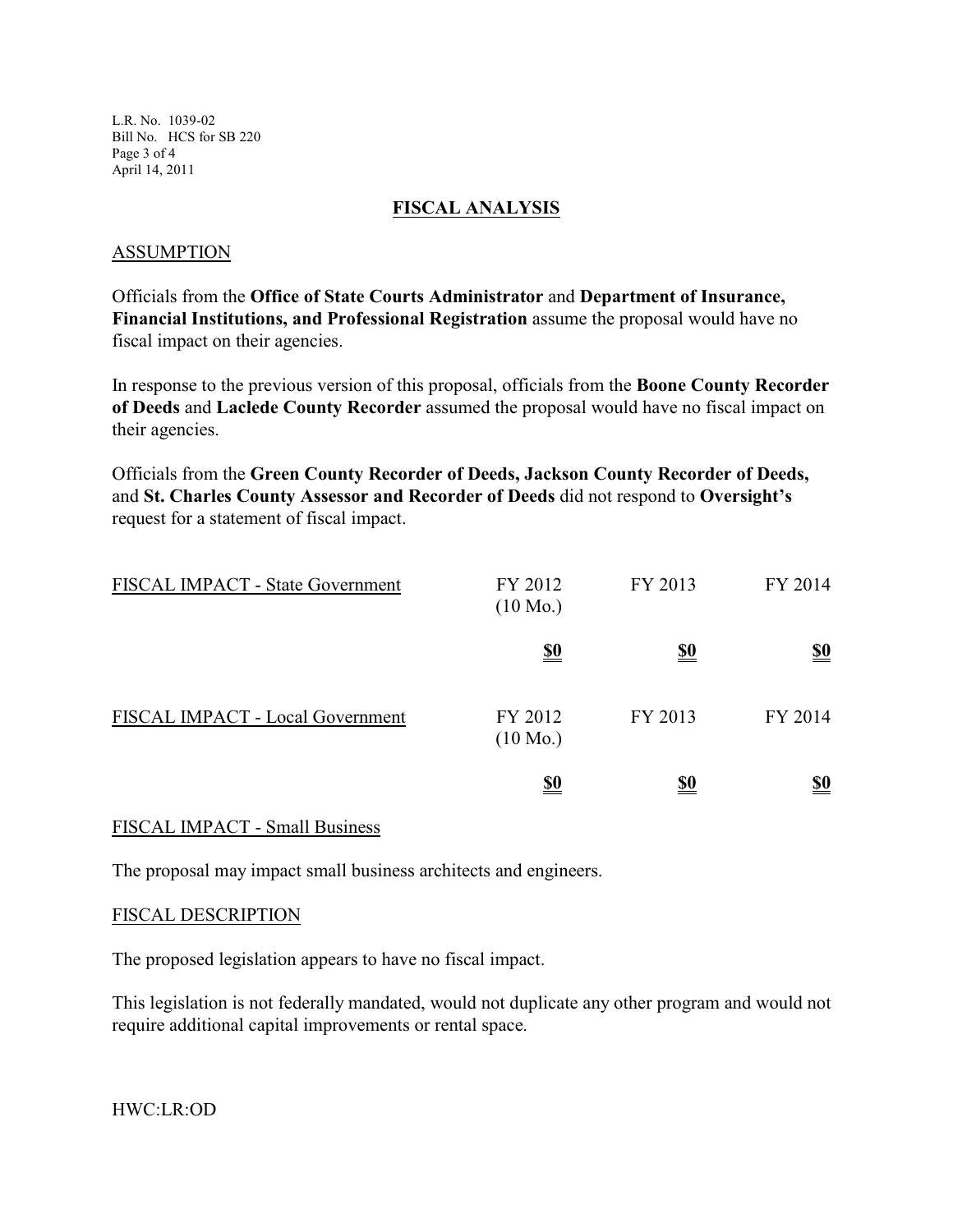## FISCAL ANALYSIS

### ASSUMPTION

Officials from the **Office of State Courts Administrator** and **Department of Insurance, Financial Institutions, and Professional Registration** assume the proposal would have no fiscal impact on their agencies.

In response to the previous version of this proposal, officials from the **Boone County Recorder of Deeds** and **Laclede County Recorder** assumed the proposal would have no fiscal impact on their agencies.

Officials from the **Green County Recorder of Deeds, Jackson County Recorder of Deeds,** and **St. Charles County Assessor and Recorder of Deeds** did not respond to **Oversight's** request for a statement of fiscal impact.

| FISCAL IMPACT - State Government | FY 2012 (10 Mo.) | FY 2013 | FY 2014 |
|---|---|---|---|
| | **$0** | **$0** | **$0** |

| FISCAL IMPACT - Local Government | FY 2012 (10 Mo.) | FY 2013 | FY 2014 |
|---|---|---|---|
| | **$0** | **$0** | **$0** |

### FISCAL IMPACT - Small Business

The proposal may impact small business architects and engineers.

### FISCAL DESCRIPTION

The proposed legislation appears to have no fiscal impact.

This legislation is not federally mandated, would not duplicate any other program and would not require additional capital improvements or rental space.

HWC:LR:OD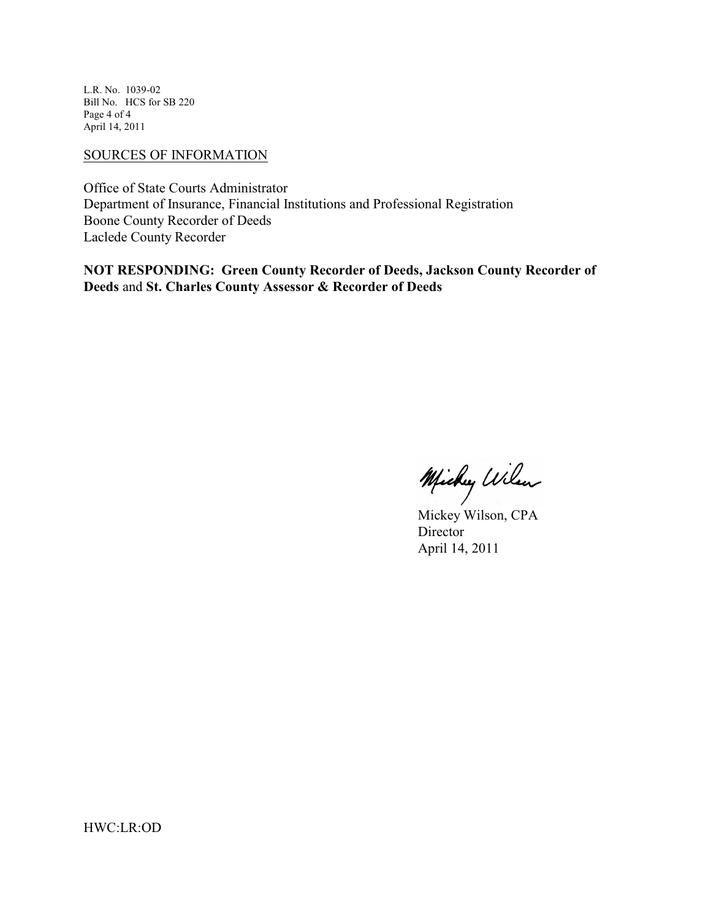## SOURCES OF INFORMATION

Office of State Courts Administrator
Department of Insurance, Financial Institutions and Professional Registration
Boone County Recorder of Deeds
Laclede County Recorder

**NOT RESPONDING: Green County Recorder of Deeds, Jackson County Recorder of Deeds** and **St. Charles County Assessor & Recorder of Deeds**

Mickey Wilson, CPA
Director
April 14, 2011

HWC:LR:OD